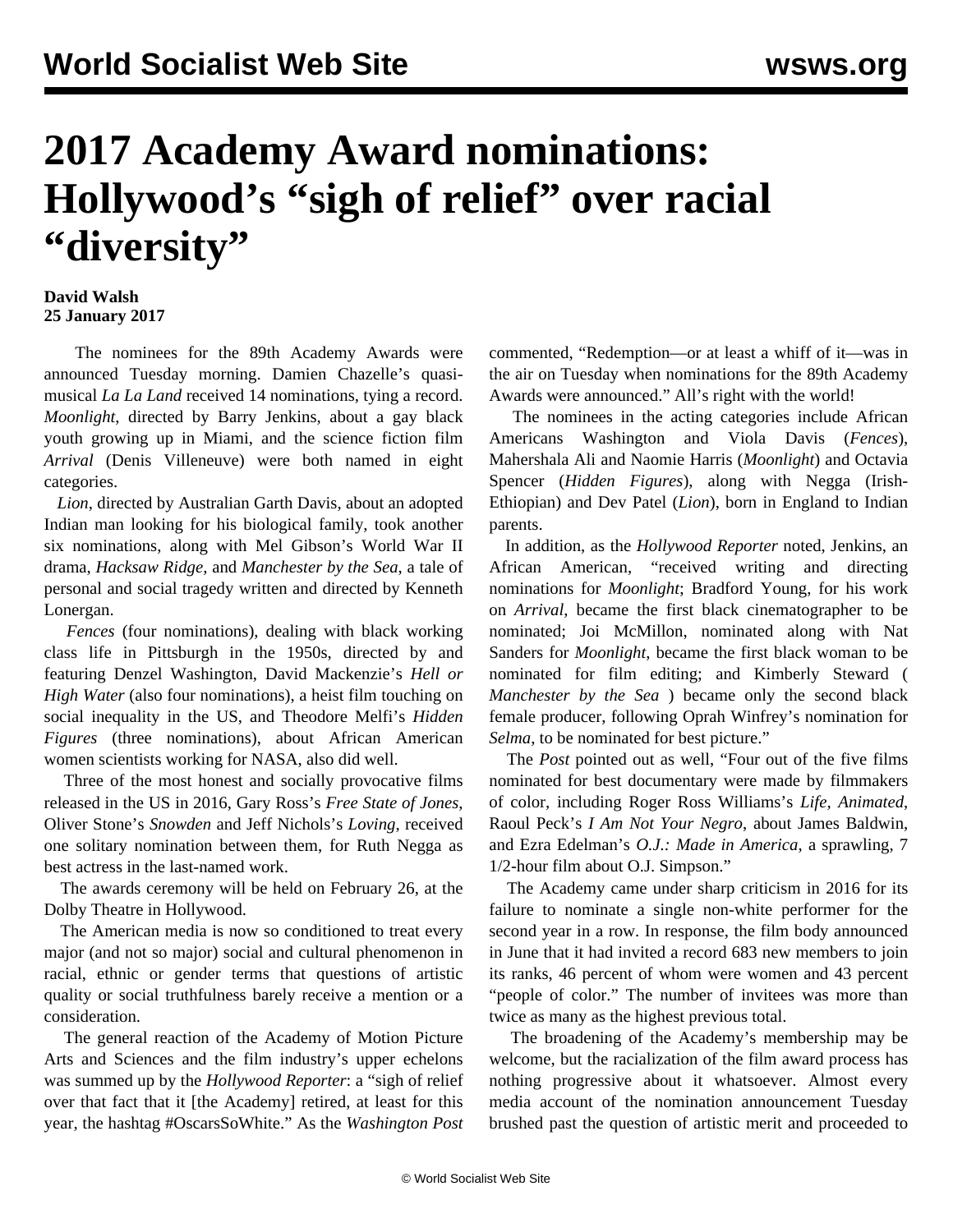# 2017 Academy Award nominations: Hollywood's "sigh of relief" over racial "diversity"

**David Walsh**
**25 January 2017**

The nominees for the 89th Academy Awards were announced Tuesday morning. Damien Chazelle's quasi-musical *La La Land* received 14 nominations, tying a record. *Moonlight*, directed by Barry Jenkins, about a gay black youth growing up in Miami, and the science fiction film *Arrival* (Denis Villeneuve) were both named in eight categories.

*Lion*, directed by Australian Garth Davis, about an adopted Indian man looking for his biological family, took another six nominations, along with Mel Gibson's World War II drama, *Hacksaw Ridge*, and *Manchester by the Sea*, a tale of personal and social tragedy written and directed by Kenneth Lonergan.

*Fences* (four nominations), dealing with black working class life in Pittsburgh in the 1950s, directed by and featuring Denzel Washington, David Mackenzie's *Hell or High Water* (also four nominations), a heist film touching on social inequality in the US, and Theodore Melfi's *Hidden Figures* (three nominations), about African American women scientists working for NASA, also did well.

Three of the most honest and socially provocative films released in the US in 2016, Gary Ross's *Free State of Jones*, Oliver Stone's *Snowden* and Jeff Nichols's *Loving*, received one solitary nomination between them, for Ruth Negga as best actress in the last-named work.

The awards ceremony will be held on February 26, at the Dolby Theatre in Hollywood.

The American media is now so conditioned to treat every major (and not so major) social and cultural phenomenon in racial, ethnic or gender terms that questions of artistic quality or social truthfulness barely receive a mention or a consideration.

The general reaction of the Academy of Motion Picture Arts and Sciences and the film industry's upper echelons was summed up by the *Hollywood Reporter*: a "sigh of relief over that fact that it [the Academy] retired, at least for this year, the hashtag #OscarsSoWhite." As the *Washington Post* commented, "Redemption—or at least a whiff of it—was in the air on Tuesday when nominations for the 89th Academy Awards were announced." All's right with the world!

The nominees in the acting categories include African Americans Washington and Viola Davis (*Fences*), Mahershala Ali and Naomie Harris (*Moonlight*) and Octavia Spencer (*Hidden Figures*), along with Negga (Irish-Ethiopian) and Dev Patel (*Lion*), born in England to Indian parents.

In addition, as the *Hollywood Reporter* noted, Jenkins, an African American, "received writing and directing nominations for *Moonlight*; Bradford Young, for his work on *Arrival*, became the first black cinematographer to be nominated; Joi McMillon, nominated along with Nat Sanders for *Moonlight*, became the first black woman to be nominated for film editing; and Kimberly Steward ( *Manchester by the Sea* ) became only the second black female producer, following Oprah Winfrey's nomination for *Selma*, to be nominated for best picture."

The *Post* pointed out as well, "Four out of the five films nominated for best documentary were made by filmmakers of color, including Roger Ross Williams's *Life, Animated*, Raoul Peck's *I Am Not Your Negro*, about James Baldwin, and Ezra Edelman's *O.J.: Made in America*, a sprawling, 7 1/2-hour film about O.J. Simpson."

The Academy came under sharp criticism in 2016 for its failure to nominate a single non-white performer for the second year in a row. In response, the film body announced in June that it had invited a record 683 new members to join its ranks, 46 percent of whom were women and 43 percent "people of color." The number of invitees was more than twice as many as the highest previous total.

The broadening of the Academy's membership may be welcome, but the racialization of the film award process has nothing progressive about it whatsoever. Almost every media account of the nomination announcement Tuesday brushed past the question of artistic merit and proceeded to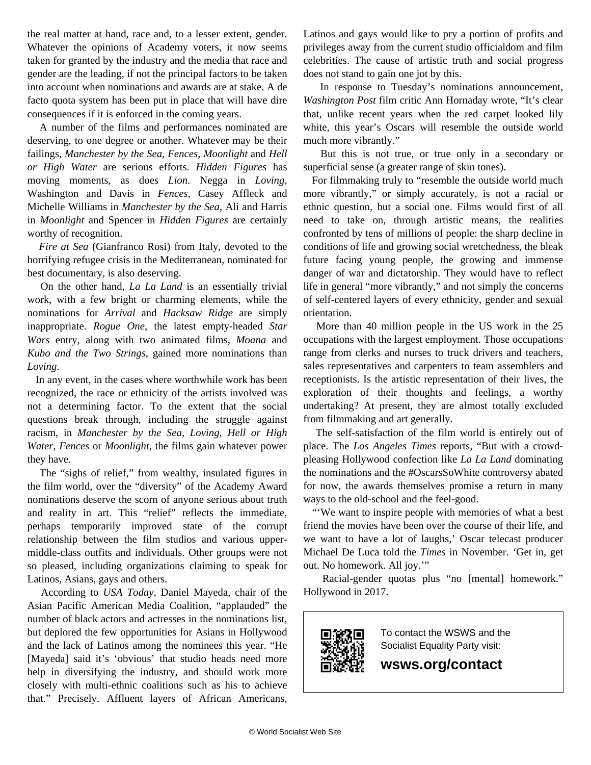the real matter at hand, race and, to a lesser extent, gender. Whatever the opinions of Academy voters, it now seems taken for granted by the industry and the media that race and gender are the leading, if not the principal factors to be taken into account when nominations and awards are at stake. A de facto quota system has been put in place that will have dire consequences if it is enforced in the coming years.

A number of the films and performances nominated are deserving, to one degree or another. Whatever may be their failings, *Manchester by the Sea*, *Fences*, *Moonlight* and *Hell or High Water* are serious efforts. *Hidden Figures* has moving moments, as does *Lion*. Negga in *Loving*, Washington and Davis in *Fences*, Casey Affleck and Michelle Williams in *Manchester by the Sea*, Ali and Harris in *Moonlight* and Spencer in *Hidden Figures* are certainly worthy of recognition.

*Fire at Sea* (Gianfranco Rosi) from Italy, devoted to the horrifying refugee crisis in the Mediterranean, nominated for best documentary, is also deserving.

On the other hand, *La La Land* is an essentially trivial work, with a few bright or charming elements, while the nominations for *Arrival* and *Hacksaw Ridge* are simply inappropriate. *Rogue One*, the latest empty-headed *Star Wars* entry, along with two animated films, *Moana* and *Kubo and the Two Strings*, gained more nominations than *Loving*.

In any event, in the cases where worthwhile work has been recognized, the race or ethnicity of the artists involved was not a determining factor. To the extent that the social questions break through, including the struggle against racism, in *Manchester by the Sea*, *Loving*, *Hell or High Water*, *Fences* or *Moonlight*, the films gain whatever power they have.

The "sighs of relief," from wealthy, insulated figures in the film world, over the "diversity" of the Academy Award nominations deserve the scorn of anyone serious about truth and reality in art. This "relief" reflects the immediate, perhaps temporarily improved state of the corrupt relationship between the film studios and various upper-middle-class outfits and individuals. Other groups were not so pleased, including organizations claiming to speak for Latinos, Asians, gays and others.

According to *USA Today*, Daniel Mayeda, chair of the Asian Pacific American Media Coalition, "applauded" the number of black actors and actresses in the nominations list, but deplored the few opportunities for Asians in Hollywood and the lack of Latinos among the nominees this year. "He [Mayeda] said it's 'obvious' that studio heads need more help in diversifying the industry, and should work more closely with multi-ethnic coalitions such as his to achieve that." Precisely. Affluent layers of African Americans, Latinos and gays would like to pry a portion of profits and privileges away from the current studio officialdom and film celebrities. The cause of artistic truth and social progress does not stand to gain one jot by this.

In response to Tuesday's nominations announcement, *Washington Post* film critic Ann Hornaday wrote, "It's clear that, unlike recent years when the red carpet looked lily white, this year's Oscars will resemble the outside world much more vibrantly."

But this is not true, or true only in a secondary or superficial sense (a greater range of skin tones).

For filmmaking truly to "resemble the outside world much more vibrantly," or simply accurately, is not a racial or ethnic question, but a social one. Films would first of all need to take on, through artistic means, the realities confronted by tens of millions of people: the sharp decline in conditions of life and growing social wretchedness, the bleak future facing young people, the growing and immense danger of war and dictatorship. They would have to reflect life in general "more vibrantly," and not simply the concerns of self-centered layers of every ethnicity, gender and sexual orientation.

More than 40 million people in the US work in the 25 occupations with the largest employment. Those occupations range from clerks and nurses to truck drivers and teachers, sales representatives and carpenters to team assemblers and receptionists. Is the artistic representation of their lives, the exploration of their thoughts and feelings, a worthy undertaking? At present, they are almost totally excluded from filmmaking and art generally.

The self-satisfaction of the film world is entirely out of place. The *Los Angeles Times* reports, "But with a crowd-pleasing Hollywood confection like *La La Land* dominating the nominations and the #OscarsSoWhite controversy abated for now, the awards themselves promise a return in many ways to the old-school and the feel-good.

"'We want to inspire people with memories of what a best friend the movies have been over the course of their life, and we want to have a lot of laughs,' Oscar telecast producer Michael De Luca told the *Times* in November. 'Get in, get out. No homework. All joy.'"

Racial-gender quotas plus "no [mental] homework." Hollywood in 2017.

To contact the WSWS and the Socialist Equality Party visit:

**wsws.org/contact**